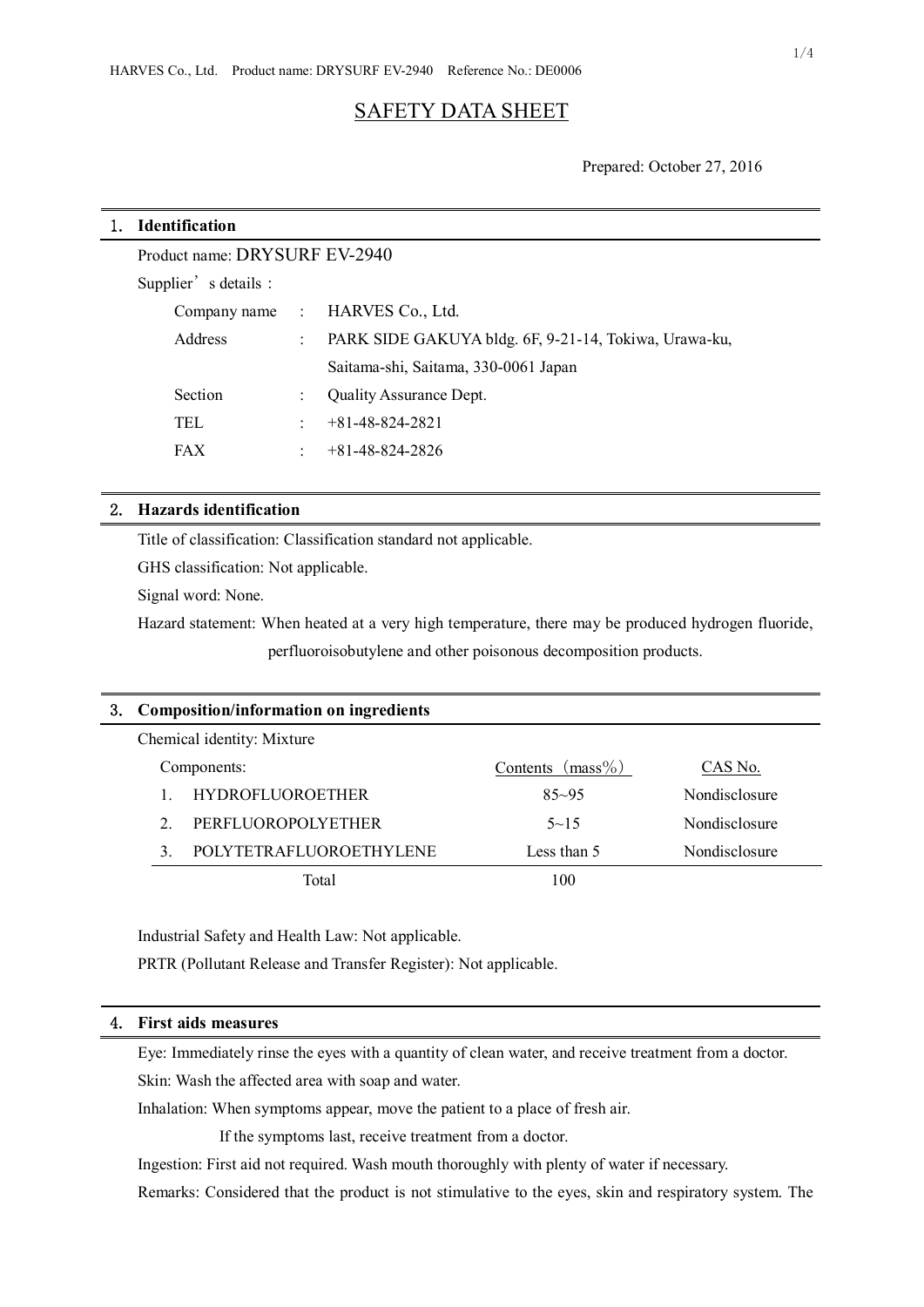HARVES Co., Ltd.　Product name: DRYSURF EV-2940　Reference No.: DE0006

# SAFETY DATA SHEET

Prepared: October 27, 2016

## 1. Identification

Product name: DRYSURF EV-2940

Supplier's details:

| | | |
|---|---|---|
| Company name | : | HARVES Co., Ltd. |
| Address | : | PARK SIDE GAKUYA bldg. 6F, 9-21-14, Tokiwa, Urawa-ku, Saitama-shi, Saitama, 330-0061 Japan |
| Section | : | Quality Assurance Dept. |
| TEL | : | +81-48-824-2821 |
| FAX | : | +81-48-824-2826 |

## 2. Hazards identification

Title of classification: Classification standard not applicable.

GHS classification: Not applicable.

Signal word: None.

Hazard statement: When heated at a very high temperature, there may be produced hydrogen fluoride, perfluoroisobutylene and other poisonous decomposition products.

## 3. Composition/information on ingredients

Chemical identity: Mixture

| Components: | Contents (mass%) | CAS No. |
|---|---|---|
| 1. HYDROFLUOROETHER | 85~95 | Nondisclosure |
| 2. PERFLUOROPOLYETHER | 5~15 | Nondisclosure |
| 3. POLYTETRAFLUOROETHYLENE | Less than 5 | Nondisclosure |
| Total | 100 | |

Industrial Safety and Health Law: Not applicable.

PRTR (Pollutant Release and Transfer Register): Not applicable.

## 4. First aids measures

Eye: Immediately rinse the eyes with a quantity of clean water, and receive treatment from a doctor.

Skin: Wash the affected area with soap and water.

Inhalation: When symptoms appear, move the patient to a place of fresh air.

If the symptoms last, receive treatment from a doctor.

Ingestion: First aid not required. Wash mouth thoroughly with plenty of water if necessary.

Remarks: Considered that the product is not stimulative to the eyes, skin and respiratory system. The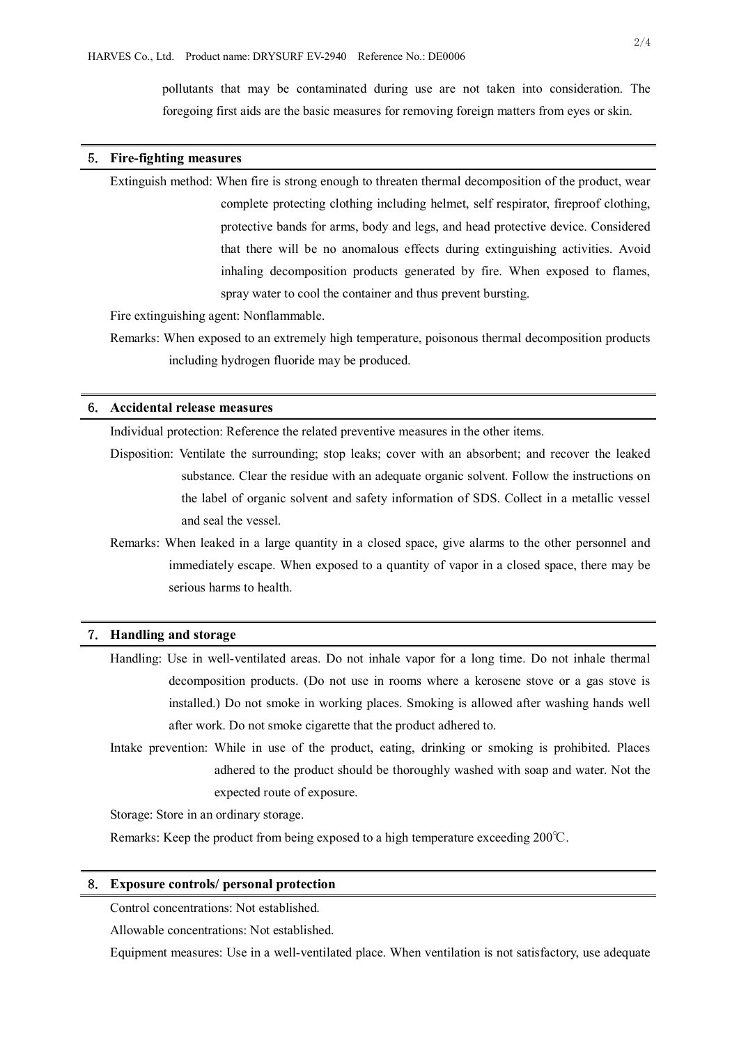pollutants that may be contaminated during use are not taken into consideration. The foregoing first aids are the basic measures for removing foreign matters from eyes or skin.

## 5. Fire-fighting measures

Extinguish method: When fire is strong enough to threaten thermal decomposition of the product, wear complete protecting clothing including helmet, self respirator, fireproof clothing, protective bands for arms, body and legs, and head protective device. Considered that there will be no anomalous effects during extinguishing activities. Avoid inhaling decomposition products generated by fire. When exposed to flames, spray water to cool the container and thus prevent bursting.

Fire extinguishing agent: Nonflammable.

Remarks: When exposed to an extremely high temperature, poisonous thermal decomposition products including hydrogen fluoride may be produced.

## 6. Accidental release measures

Individual protection: Reference the related preventive measures in the other items.

Disposition: Ventilate the surrounding; stop leaks; cover with an absorbent; and recover the leaked substance. Clear the residue with an adequate organic solvent. Follow the instructions on the label of organic solvent and safety information of SDS. Collect in a metallic vessel and seal the vessel.

Remarks: When leaked in a large quantity in a closed space, give alarms to the other personnel and immediately escape. When exposed to a quantity of vapor in a closed space, there may be serious harms to health.

## 7. Handling and storage

Handling: Use in well-ventilated areas. Do not inhale vapor for a long time. Do not inhale thermal decomposition products. (Do not use in rooms where a kerosene stove or a gas stove is installed.) Do not smoke in working places. Smoking is allowed after washing hands well after work. Do not smoke cigarette that the product adhered to.

Intake prevention: While in use of the product, eating, drinking or smoking is prohibited. Places adhered to the product should be thoroughly washed with soap and water. Not the expected route of exposure.

Storage: Store in an ordinary storage.

Remarks: Keep the product from being exposed to a high temperature exceeding 200℃.

## 8. Exposure controls/ personal protection

Control concentrations: Not established.

Allowable concentrations: Not established.

Equipment measures: Use in a well-ventilated place. When ventilation is not satisfactory, use adequate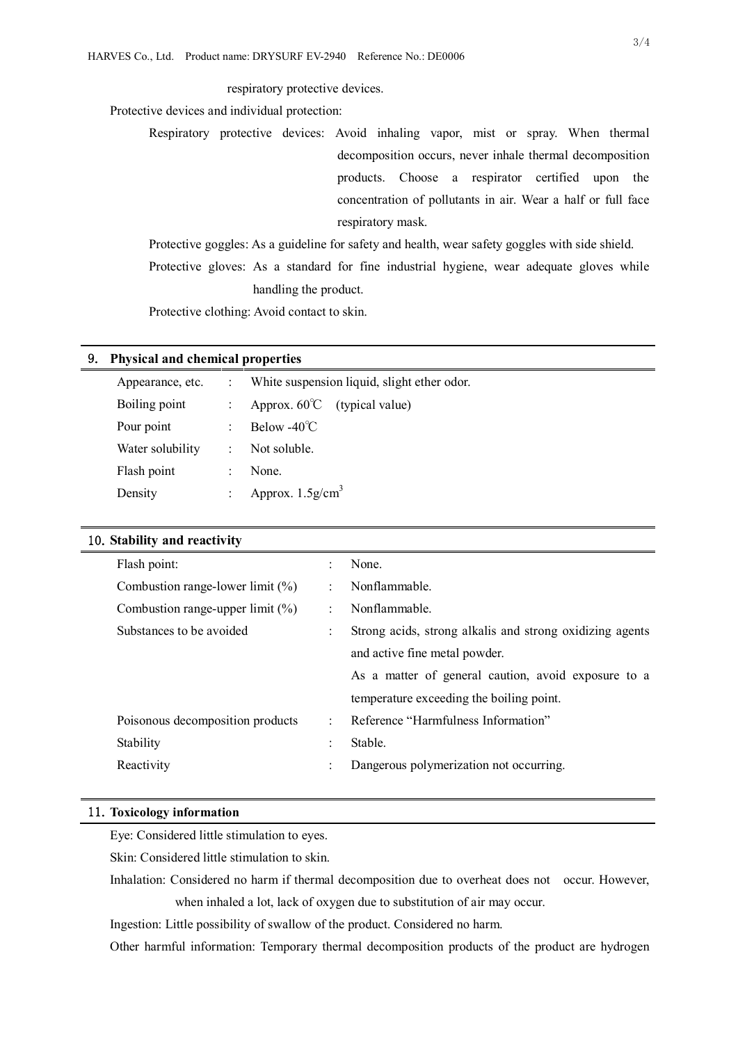respiratory protective devices.

Protective devices and individual protection:

Respiratory protective devices: Avoid inhaling vapor, mist or spray. When thermal decomposition occurs, never inhale thermal decomposition products. Choose a respirator certified upon the concentration of pollutants in air. Wear a half or full face respiratory mask.

Protective goggles: As a guideline for safety and health, wear safety goggles with side shield.

Protective gloves: As a standard for fine industrial hygiene, wear adequate gloves while handling the product.

Protective clothing: Avoid contact to skin.

## 9. Physical and chemical properties

| | | |
|---|---|---|
| Appearance, etc. | : | White suspension liquid, slight ether odor. |
| Boiling point | : | Approx. 60℃ (typical value) |
| Pour point | : | Below -40℃ |
| Water solubility | : | Not soluble. |
| Flash point | : | None. |
| Density | : | Approx. 1.5g/cm$^3$ |

## 10. Stability and reactivity

| | | |
|---|---|---|
| Flash point: | : | None. |
| Combustion range-lower limit (%) | : | Nonflammable. |
| Combustion range-upper limit (%) | : | Nonflammable. |
| Substances to be avoided | : | Strong acids, strong alkalis and strong oxidizing agents and active fine metal powder. As a matter of general caution, avoid exposure to a temperature exceeding the boiling point. |
| Poisonous decomposition products | : | Reference "Harmfulness Information" |
| Stability | : | Stable. |
| Reactivity | : | Dangerous polymerization not occurring. |

## 11. Toxicology information

Eye: Considered little stimulation to eyes.

Skin: Considered little stimulation to skin.

Inhalation: Considered no harm if thermal decomposition due to overheat does not occur. However, when inhaled a lot, lack of oxygen due to substitution of air may occur.

Ingestion: Little possibility of swallow of the product. Considered no harm.

Other harmful information: Temporary thermal decomposition products of the product are hydrogen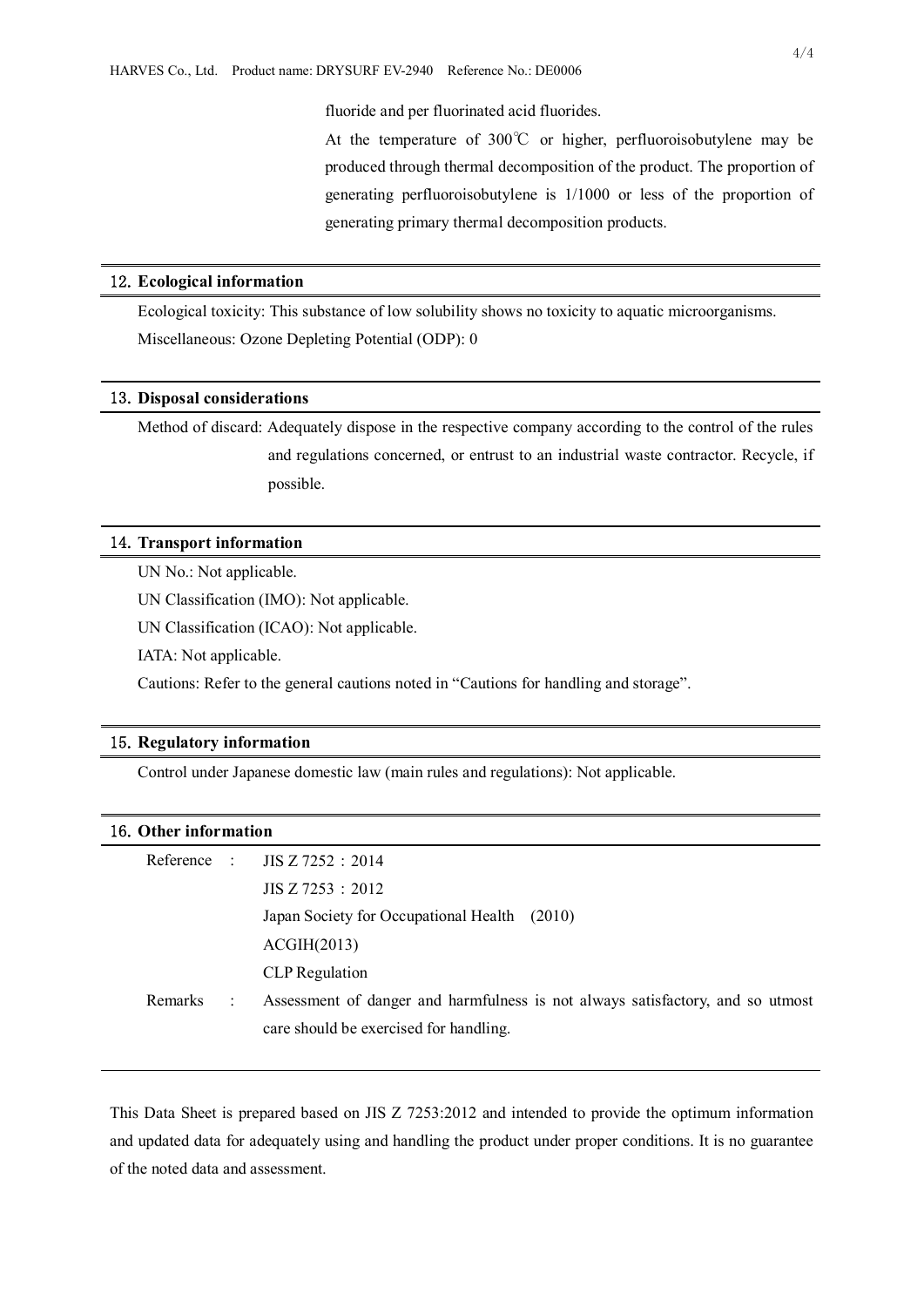fluoride and per fluorinated acid fluorides.

At the temperature of 300℃ or higher, perfluoroisobutylene may be produced through thermal decomposition of the product. The proportion of generating perfluoroisobutylene is 1/1000 or less of the proportion of generating primary thermal decomposition products.

## 12. Ecological information

Ecological toxicity: This substance of low solubility shows no toxicity to aquatic microorganisms.

Miscellaneous: Ozone Depleting Potential (ODP): 0

## 13. Disposal considerations

Method of discard: Adequately dispose in the respective company according to the control of the rules and regulations concerned, or entrust to an industrial waste contractor. Recycle, if possible.

## 14. Transport information

UN No.: Not applicable.

UN Classification (IMO): Not applicable.

UN Classification (ICAO): Not applicable.

IATA: Not applicable.

Cautions: Refer to the general cautions noted in "Cautions for handling and storage".

## 15. Regulatory information

Control under Japanese domestic law (main rules and regulations): Not applicable.

## 16. Other information

| | | |
|---|---|---|
| Reference | : | JIS Z 7252：2014 |
| | | JIS Z 7253：2012 |
| | | Japan Society for Occupational Health (2010) |
| | | ACGIH(2013) |
| | | CLP Regulation |
| Remarks | : | Assessment of danger and harmfulness is not always satisfactory, and so utmost care should be exercised for handling. |

This Data Sheet is prepared based on JIS Z 7253:2012 and intended to provide the optimum information and updated data for adequately using and handling the product under proper conditions. It is no guarantee of the noted data and assessment.